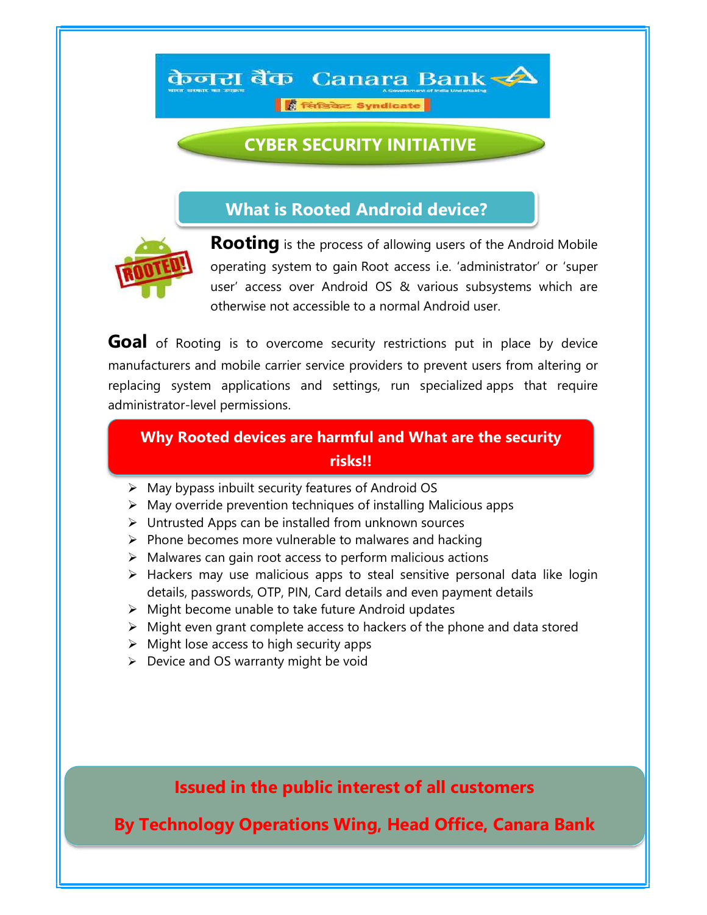केनरा बैंक Canara Bank

सिंडिकेट Syndicate

# CYBER SECURITY INITIATIVE

## What is Rooted Android device?

**Rooting** is the process of allowing users of the Android Mobile operating system to gain Root access i.e. 'administrator' or 'super user' access over Android OS & various subsystems which are otherwise not accessible to a normal Android user.

**Goal** of Rooting is to overcome security restrictions put in place by device manufacturers and mobile carrier service providers to prevent users from altering or replacing system applications and settings, run specialized apps that require administrator-level permissions.

## Why Rooted devices are harmful and What are the security risks!!

- May bypass inbuilt security features of Android OS
- May override prevention techniques of installing Malicious apps
- Untrusted Apps can be installed from unknown sources
- Phone becomes more vulnerable to malwares and hacking
- Malwares can gain root access to perform malicious actions
- Hackers may use malicious apps to steal sensitive personal data like login details, passwords, OTP, PIN, Card details and even payment details
- Might become unable to take future Android updates
- Might even grant complete access to hackers of the phone and data stored
- Might lose access to high security apps
- Device and OS warranty might be void

**Issued in the public interest of all customers**

**By Technology Operations Wing, Head Office, Canara Bank**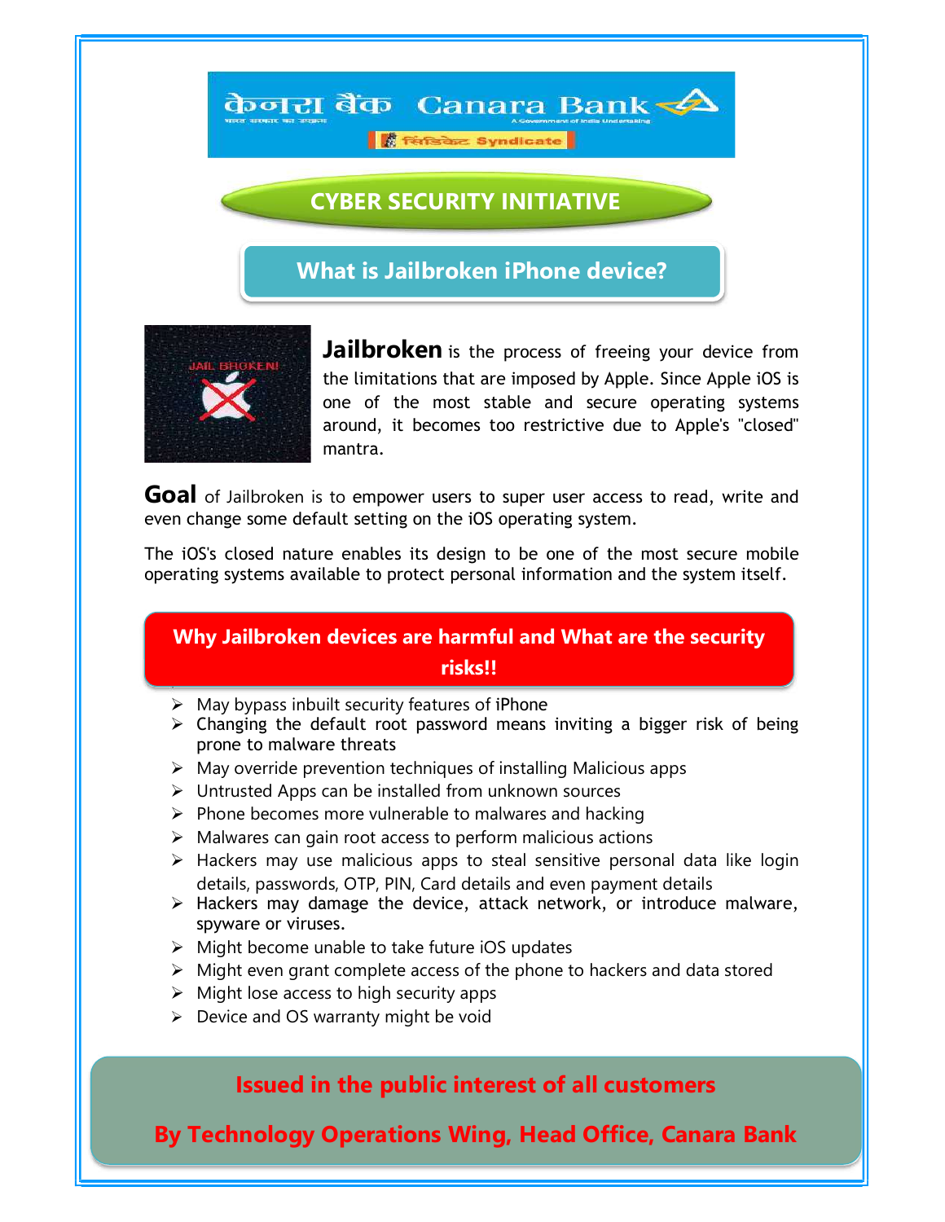केनरा बैंक Canara Bank

सिंडिकेट Syndicate

# CYBER SECURITY INITIATIVE

## What is Jailbroken iPhone device?

**Jailbroken** is the process of freeing your device from the limitations that are imposed by Apple. Since Apple iOS is one of the most stable and secure operating systems around, it becomes too restrictive due to Apple's "closed" mantra.

**Goal** of Jailbroken is to empower users to super user access to read, write and even change some default setting on the iOS operating system.

The iOS's closed nature enables its design to be one of the most secure mobile operating systems available to protect personal information and the system itself.

## Why Jailbroken devices are harmful and What are the security risks!!

- May bypass inbuilt security features of iPhone
- Changing the default root password means inviting a bigger risk of being prone to malware threats
- May override prevention techniques of installing Malicious apps
- Untrusted Apps can be installed from unknown sources
- Phone becomes more vulnerable to malwares and hacking
- Malwares can gain root access to perform malicious actions
- Hackers may use malicious apps to steal sensitive personal data like login details, passwords, OTP, PIN, Card details and even payment details
- Hackers may damage the device, attack network, or introduce malware, spyware or viruses.
- Might become unable to take future iOS updates
- Might even grant complete access of the phone to hackers and data stored
- Might lose access to high security apps
- Device and OS warranty might be void

**Issued in the public interest of all customers**

**By Technology Operations Wing, Head Office, Canara Bank**